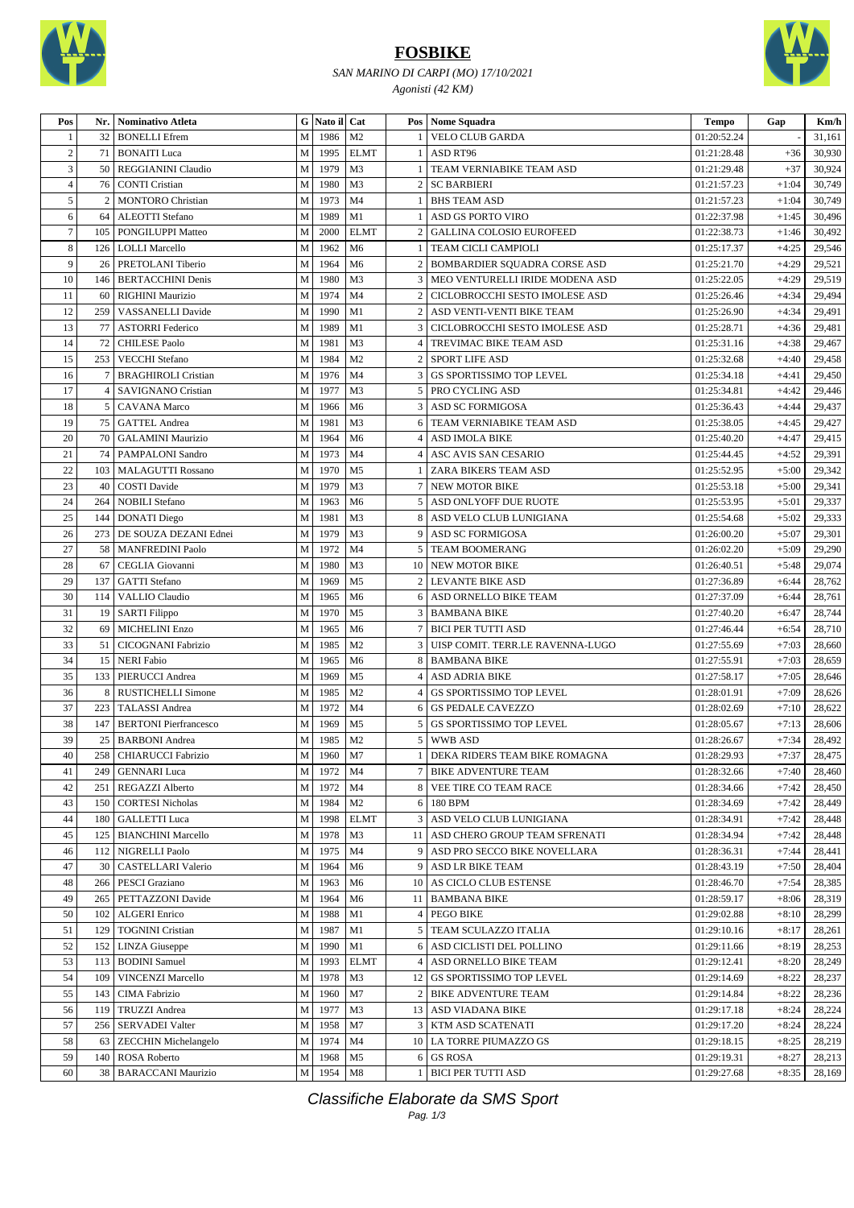# FOSBIKE

*SAN MARINO DI CARPI (MO) 17/10/2021*

*Agonisti (42 KM)*

| Pos | Nr. | Nominativo Atleta | G | Nato il | Cat | Pos | Nome Squadra | Tempo | Gap | Km/h |
|---|---|---|---|---|---|---|---|---|---|---|
| 1 | 32 | BONELLI Efrem | M | 1986 | M2 | 1 | VELO CLUB GARDA | 01:20:52.24 | - | 31,161 |
| 2 | 71 | BONAITI Luca | M | 1995 | ELMT | 1 | ASD RT96 | 01:21:28.48 | +36 | 30,930 |
| 3 | 50 | REGGIANINI Claudio | M | 1979 | M3 | 1 | TEAM VERNIABIKE TEAM ASD | 01:21:29.48 | +37 | 30,924 |
| 4 | 76 | CONTI Cristian | M | 1980 | M3 | 2 | SC BARBIERI | 01:21:57.23 | +1:04 | 30,749 |
| 5 | 2 | MONTORO Christian | M | 1973 | M4 | 1 | BHS TEAM ASD | 01:21:57.23 | +1:04 | 30,749 |
| 6 | 64 | ALEOTTI Stefano | M | 1989 | M1 | 1 | ASD GS PORTO VIRO | 01:22:37.98 | +1:45 | 30,496 |
| 7 | 105 | PONGILUPPI Matteo | M | 2000 | ELMT | 2 | GALLINA COLOSIO EUROFEED | 01:22:38.73 | +1:46 | 30,492 |
| 8 | 126 | LOLLI Marcello | M | 1962 | M6 | 1 | TEAM CICLI CAMPIOLI | 01:25:17.37 | +4:25 | 29,546 |
| 9 | 26 | PRETOLANI Tiberio | M | 1964 | M6 | 2 | BOMBARDIER SQUADRA CORSE ASD | 01:25:21.70 | +4:29 | 29,521 |
| 10 | 146 | BERTACCHINI Denis | M | 1980 | M3 | 3 | MEO VENTURELLI IRIDE MODENA ASD | 01:25:22.05 | +4:29 | 29,519 |
| 11 | 60 | RIGHINI Maurizio | M | 1974 | M4 | 2 | CICLOBROCCHI SESTO IMOLESE ASD | 01:25:26.46 | +4:34 | 29,494 |
| 12 | 259 | VASSANELLI Davide | M | 1990 | M1 | 2 | ASD VENTI-VENTI BIKE TEAM | 01:25:26.90 | +4:34 | 29,491 |
| 13 | 77 | ASTORRI Federico | M | 1989 | M1 | 3 | CICLOBROCCHI SESTO IMOLESE ASD | 01:25:28.71 | +4:36 | 29,481 |
| 14 | 72 | CHILESE Paolo | M | 1981 | M3 | 4 | TREVIMAC BIKE TEAM ASD | 01:25:31.16 | +4:38 | 29,467 |
| 15 | 253 | VECCHI Stefano | M | 1984 | M2 | 2 | SPORT LIFE ASD | 01:25:32.68 | +4:40 | 29,458 |
| 16 | 7 | BRAGHIROLI Cristian | M | 1976 | M4 | 3 | GS SPORTISSIMO TOP LEVEL | 01:25:34.18 | +4:41 | 29,450 |
| 17 | 4 | SAVIGNANO Cristian | M | 1977 | M3 | 5 | PRO CYCLING ASD | 01:25:34.81 | +4:42 | 29,446 |
| 18 | 5 | CAVANA Marco | M | 1966 | M6 | 3 | ASD SC FORMIGOSA | 01:25:36.43 | +4:44 | 29,437 |
| 19 | 75 | GATTEL Andrea | M | 1981 | M3 | 6 | TEAM VERNIABIKE TEAM ASD | 01:25:38.05 | +4:45 | 29,427 |
| 20 | 70 | GALAMINI Maurizio | M | 1964 | M6 | 4 | ASD IMOLA BIKE | 01:25:40.20 | +4:47 | 29,415 |
| 21 | 74 | PAMPALONI Sandro | M | 1973 | M4 | 4 | ASC AVIS SAN CESARIO | 01:25:44.45 | +4:52 | 29,391 |
| 22 | 103 | MALAGUTTI Rossano | M | 1970 | M5 | 1 | ZARA BIKERS TEAM ASD | 01:25:52.95 | +5:00 | 29,342 |
| 23 | 40 | COSTI Davide | M | 1979 | M3 | 7 | NEW MOTOR BIKE | 01:25:53.18 | +5:00 | 29,341 |
| 24 | 264 | NOBILI Stefano | M | 1963 | M6 | 5 | ASD ONLYOFF DUE RUOTE | 01:25:53.95 | +5:01 | 29,337 |
| 25 | 144 | DONATI Diego | M | 1981 | M3 | 8 | ASD VELO CLUB LUNIGIANA | 01:25:54.68 | +5:02 | 29,333 |
| 26 | 273 | DE SOUZA DEZANI Ednei | M | 1979 | M3 | 9 | ASD SC FORMIGOSA | 01:26:00.20 | +5:07 | 29,301 |
| 27 | 58 | MANFREDINI Paolo | M | 1972 | M4 | 5 | TEAM BOOMERANG | 01:26:02.20 | +5:09 | 29,290 |
| 28 | 67 | CEGLIA Giovanni | M | 1980 | M3 | 10 | NEW MOTOR BIKE | 01:26:40.51 | +5:48 | 29,074 |
| 29 | 137 | GATTI Stefano | M | 1969 | M5 | 2 | LEVANTE BIKE ASD | 01:27:36.89 | +6:44 | 28,762 |
| 30 | 114 | VALLIO Claudio | M | 1965 | M6 | 6 | ASD ORNELLO BIKE TEAM | 01:27:37.09 | +6:44 | 28,761 |
| 31 | 19 | SARTI Filippo | M | 1970 | M5 | 3 | BAMBANA BIKE | 01:27:40.20 | +6:47 | 28,744 |
| 32 | 69 | MICHELINI Enzo | M | 1965 | M6 | 7 | BICI PER TUTTI ASD | 01:27:46.44 | +6:54 | 28,710 |
| 33 | 51 | CICOGNANI Fabrizio | M | 1985 | M2 | 3 | UISP COMIT. TERR.LE RAVENNA-LUGO | 01:27:55.69 | +7:03 | 28,660 |
| 34 | 15 | NERI Fabio | M | 1965 | M6 | 8 | BAMBANA BIKE | 01:27:55.91 | +7:03 | 28,659 |
| 35 | 133 | PIERUCCI Andrea | M | 1969 | M5 | 4 | ASD ADRIA BIKE | 01:27:58.17 | +7:05 | 28,646 |
| 36 | 8 | RUSTICHELLI Simone | M | 1985 | M2 | 4 | GS SPORTISSIMO TOP LEVEL | 01:28:01.91 | +7:09 | 28,626 |
| 37 | 223 | TALASSI Andrea | M | 1972 | M4 | 6 | GS PEDALE CAVEZZO | 01:28:02.69 | +7:10 | 28,622 |
| 38 | 147 | BERTONI Pierfrancesco | M | 1969 | M5 | 5 | GS SPORTISSIMO TOP LEVEL | 01:28:05.67 | +7:13 | 28,606 |
| 39 | 25 | BARBONI Andrea | M | 1985 | M2 | 5 | WWB ASD | 01:28:26.67 | +7:34 | 28,492 |
| 40 | 258 | CHIARUCCI Fabrizio | M | 1960 | M7 | 1 | DEKA RIDERS TEAM BIKE ROMAGNA | 01:28:29.93 | +7:37 | 28,475 |
| 41 | 249 | GENNARI Luca | M | 1972 | M4 | 7 | BIKE ADVENTURE TEAM | 01:28:32.66 | +7:40 | 28,460 |
| 42 | 251 | REGAZZI Alberto | M | 1972 | M4 | 8 | VEE TIRE CO TEAM RACE | 01:28:34.66 | +7:42 | 28,450 |
| 43 | 150 | CORTESI Nicholas | M | 1984 | M2 | 6 | 180 BPM | 01:28:34.69 | +7:42 | 28,449 |
| 44 | 180 | GALLETTI Luca | M | 1998 | ELMT | 3 | ASD VELO CLUB LUNIGIANA | 01:28:34.91 | +7:42 | 28,448 |
| 45 | 125 | BIANCHINI Marcello | M | 1978 | M3 | 11 | ASD CHERO GROUP TEAM SFRENATI | 01:28:34.94 | +7:42 | 28,448 |
| 46 | 112 | NIGRELLI Paolo | M | 1975 | M4 | 9 | ASD PRO SECCO BIKE NOVELLARA | 01:28:36.31 | +7:44 | 28,441 |
| 47 | 30 | CASTELLARI Valerio | M | 1964 | M6 | 9 | ASD LR BIKE TEAM | 01:28:43.19 | +7:50 | 28,404 |
| 48 | 266 | PESCI Graziano | M | 1963 | M6 | 10 | AS CICLO CLUB ESTENSE | 01:28:46.70 | +7:54 | 28,385 |
| 49 | 265 | PETTAZZONI Davide | M | 1964 | M6 | 11 | BAMBANA BIKE | 01:28:59.17 | +8:06 | 28,319 |
| 50 | 102 | ALGERI Enrico | M | 1988 | M1 | 4 | PEGO BIKE | 01:29:02.88 | +8:10 | 28,299 |
| 51 | 129 | TOGNINI Cristian | M | 1987 | M1 | 5 | TEAM SCULAZZO ITALIA | 01:29:10.16 | +8:17 | 28,261 |
| 52 | 152 | LINZA Giuseppe | M | 1990 | M1 | 6 | ASD CICLISTI DEL POLLINO | 01:29:11.66 | +8:19 | 28,253 |
| 53 | 113 | BODINI Samuel | M | 1993 | ELMT | 4 | ASD ORNELLO BIKE TEAM | 01:29:12.41 | +8:20 | 28,249 |
| 54 | 109 | VINCENZI Marcello | M | 1978 | M3 | 12 | GS SPORTISSIMO TOP LEVEL | 01:29:14.69 | +8:22 | 28,237 |
| 55 | 143 | CIMA Fabrizio | M | 1960 | M7 | 2 | BIKE ADVENTURE TEAM | 01:29:14.84 | +8:22 | 28,236 |
| 56 | 119 | TRUZZI Andrea | M | 1977 | M3 | 13 | ASD VIADANA BIKE | 01:29:17.18 | +8:24 | 28,224 |
| 57 | 256 | SERVADEI Valter | M | 1958 | M7 | 3 | KTM ASD SCATENATI | 01:29:17.20 | +8:24 | 28,224 |
| 58 | 63 | ZECCHIN Michelangelo | M | 1974 | M4 | 10 | LA TORRE PIUMAZZO GS | 01:29:18.15 | +8:25 | 28,219 |
| 59 | 140 | ROSA Roberto | M | 1968 | M5 | 6 | GS ROSA | 01:29:19.31 | +8:27 | 28,213 |
| 60 | 38 | BARACCANI Maurizio | M | 1954 | M8 | 1 | BICI PER TUTTI ASD | 01:29:27.68 | +8:35 | 28,169 |

*Classifiche Elaborate da SMS Sport*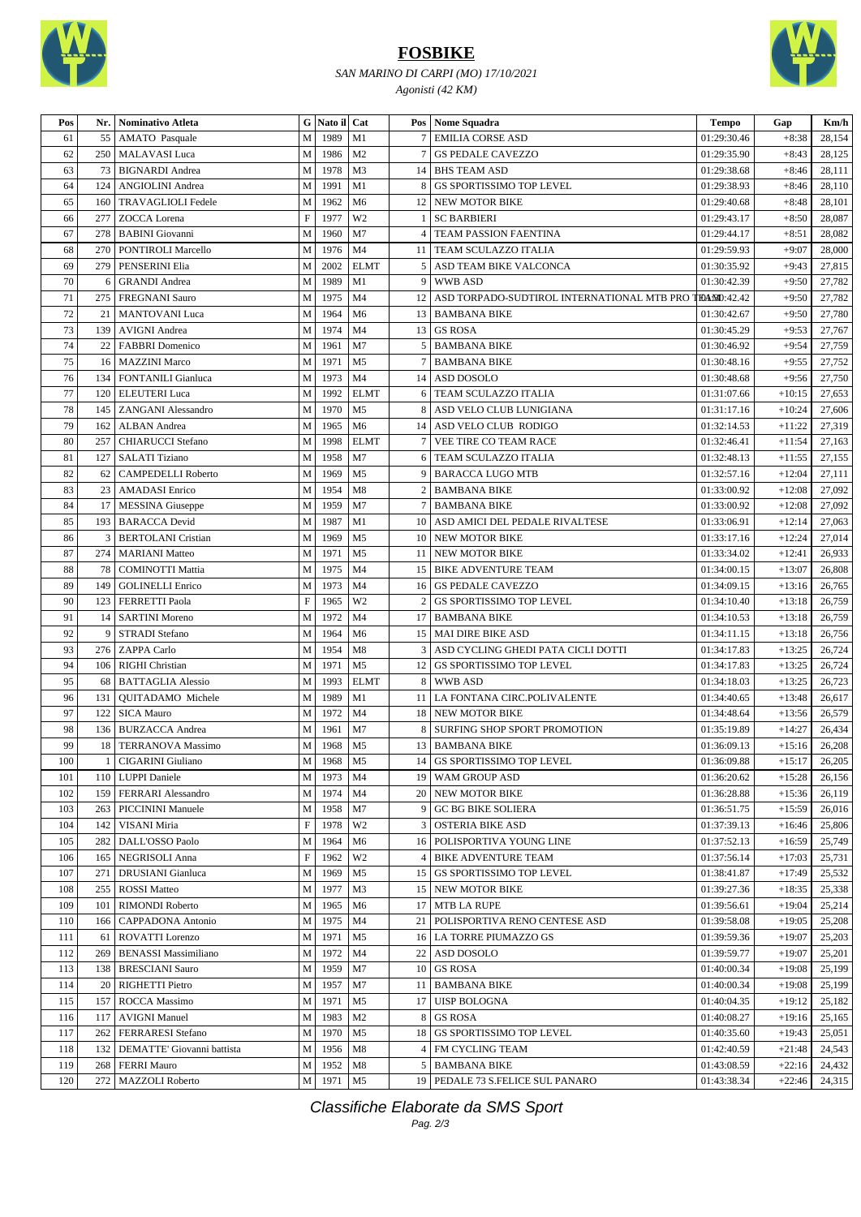# FOSBIKE

*SAN MARINO DI CARPI (MO) 17/10/2021*

*Agonisti (42 KM)*

| Pos | Nr. | Nominativo Atleta | G | Nato il | Cat | Pos | Nome Squadra | Tempo | Gap | Km/h |
|---|---|---|---|---|---|---|---|---|---|---|
| 61 | 55 | AMATO Pasquale | M | 1989 | M1 | 7 | EMILIA CORSE ASD | 01:29:30.46 | +8:38 | 28,154 |
| 62 | 250 | MALAVASI Luca | M | 1986 | M2 | 7 | GS PEDALE CAVEZZO | 01:29:35.90 | +8:43 | 28,125 |
| 63 | 73 | BIGNARDI Andrea | M | 1978 | M3 | 14 | BHS TEAM ASD | 01:29:38.68 | +8:46 | 28,111 |
| 64 | 124 | ANGIOLINI Andrea | M | 1991 | M1 | 8 | GS SPORTISSIMO TOP LEVEL | 01:29:38.93 | +8:46 | 28,110 |
| 65 | 160 | TRAVAGLIOLI Fedele | M | 1962 | M6 | 12 | NEW MOTOR BIKE | 01:29:40.68 | +8:48 | 28,101 |
| 66 | 277 | ZOCCA Lorena | F | 1977 | W2 | 1 | SC BARBIERI | 01:29:43.17 | +8:50 | 28,087 |
| 67 | 278 | BABINI Giovanni | M | 1960 | M7 | 4 | TEAM PASSION FAENTINA | 01:29:44.17 | +8:51 | 28,082 |
| 68 | 270 | PONTIROLI Marcello | M | 1976 | M4 | 11 | TEAM SCULAZZO ITALIA | 01:29:59.93 | +9:07 | 28,000 |
| 69 | 279 | PENSERINI Elia | M | 2002 | ELMT | 5 | ASD TEAM BIKE VALCONCA | 01:30:35.92 | +9:43 | 27,815 |
| 70 | 6 | GRANDI Andrea | M | 1989 | M1 | 9 | WWB ASD | 01:30:42.39 | +9:50 | 27,782 |
| 71 | 275 | FREGNANI Sauro | M | 1975 | M4 | 12 | ASD TORPADO-SUDTIROL INTERNATIONAL MTB PRO TEAM | 01:30:42.42 | +9:50 | 27,782 |
| 72 | 21 | MANTOVANI Luca | M | 1964 | M6 | 13 | BAMBANA BIKE | 01:30:42.67 | +9:50 | 27,780 |
| 73 | 139 | AVIGNI Andrea | M | 1974 | M4 | 13 | GS ROSA | 01:30:45.29 | +9:53 | 27,767 |
| 74 | 22 | FABBRI Domenico | M | 1961 | M7 | 5 | BAMBANA BIKE | 01:30:46.92 | +9:54 | 27,759 |
| 75 | 16 | MAZZINI Marco | M | 1971 | M5 | 7 | BAMBANA BIKE | 01:30:48.16 | +9:55 | 27,752 |
| 76 | 134 | FONTANILI Gianluca | M | 1973 | M4 | 14 | ASD DOSOLO | 01:30:48.68 | +9:56 | 27,750 |
| 77 | 120 | ELEUTERI Luca | M | 1992 | ELMT | 6 | TEAM SCULAZZO ITALIA | 01:31:07.66 | +10:15 | 27,653 |
| 78 | 145 | ZANGANI Alessandro | M | 1970 | M5 | 8 | ASD VELO CLUB LUNIGIANA | 01:31:17.16 | +10:24 | 27,606 |
| 79 | 162 | ALBAN Andrea | M | 1965 | M6 | 14 | ASD VELO CLUB RODIGO | 01:32:14.53 | +11:22 | 27,319 |
| 80 | 257 | CHIARUCCI Stefano | M | 1998 | ELMT | 7 | VEE TIRE CO TEAM RACE | 01:32:46.41 | +11:54 | 27,163 |
| 81 | 127 | SALATI Tiziano | M | 1958 | M7 | 6 | TEAM SCULAZZO ITALIA | 01:32:48.13 | +11:55 | 27,155 |
| 82 | 62 | CAMPEDELLI Roberto | M | 1969 | M5 | 9 | BARACCA LUGO MTB | 01:32:57.16 | +12:04 | 27,111 |
| 83 | 23 | AMADASI Enrico | M | 1954 | M8 | 2 | BAMBANA BIKE | 01:33:00.92 | +12:08 | 27,092 |
| 84 | 17 | MESSINA Giuseppe | M | 1959 | M7 | 7 | BAMBANA BIKE | 01:33:00.92 | +12:08 | 27,092 |
| 85 | 193 | BARACCA Devid | M | 1987 | M1 | 10 | ASD AMICI DEL PEDALE RIVALTESE | 01:33:06.91 | +12:14 | 27,063 |
| 86 | 3 | BERTOLANI Cristian | M | 1969 | M5 | 10 | NEW MOTOR BIKE | 01:33:17.16 | +12:24 | 27,014 |
| 87 | 274 | MARIANI Matteo | M | 1971 | M5 | 11 | NEW MOTOR BIKE | 01:33:34.02 | +12:41 | 26,933 |
| 88 | 78 | COMINOTTI Mattia | M | 1975 | M4 | 15 | BIKE ADVENTURE TEAM | 01:34:00.15 | +13:07 | 26,808 |
| 89 | 149 | GOLINELLI Enrico | M | 1973 | M4 | 16 | GS PEDALE CAVEZZO | 01:34:09.15 | +13:16 | 26,765 |
| 90 | 123 | FERRETTI Paola | F | 1965 | W2 | 2 | GS SPORTISSIMO TOP LEVEL | 01:34:10.40 | +13:18 | 26,759 |
| 91 | 14 | SARTINI Moreno | M | 1972 | M4 | 17 | BAMBANA BIKE | 01:34:10.53 | +13:18 | 26,759 |
| 92 | 9 | STRADI Stefano | M | 1964 | M6 | 15 | MAI DIRE BIKE ASD | 01:34:11.15 | +13:18 | 26,756 |
| 93 | 276 | ZAPPA Carlo | M | 1954 | M8 | 3 | ASD CYCLING GHEDI PATA CICLI DOTTI | 01:34:17.83 | +13:25 | 26,724 |
| 94 | 106 | RIGHI Christian | M | 1971 | M5 | 12 | GS SPORTISSIMO TOP LEVEL | 01:34:17.83 | +13:25 | 26,724 |
| 95 | 68 | BATTAGLIA Alessio | M | 1993 | ELMT | 8 | WWB ASD | 01:34:18.03 | +13:25 | 26,723 |
| 96 | 131 | QUITADAMO Michele | M | 1989 | M1 | 11 | LA FONTANA CIRC.POLIVALENTE | 01:34:40.65 | +13:48 | 26,617 |
| 97 | 122 | SICA Mauro | M | 1972 | M4 | 18 | NEW MOTOR BIKE | 01:34:48.64 | +13:56 | 26,579 |
| 98 | 136 | BURZACCA Andrea | M | 1961 | M7 | 8 | SURFING SHOP SPORT PROMOTION | 01:35:19.89 | +14:27 | 26,434 |
| 99 | 18 | TERRANOVA Massimo | M | 1968 | M5 | 13 | BAMBANA BIKE | 01:36:09.13 | +15:16 | 26,208 |
| 100 | 1 | CIGARINI Giuliano | M | 1968 | M5 | 14 | GS SPORTISSIMO TOP LEVEL | 01:36:09.88 | +15:17 | 26,205 |
| 101 | 110 | LUPPI Daniele | M | 1973 | M4 | 19 | WAM GROUP ASD | 01:36:20.62 | +15:28 | 26,156 |
| 102 | 159 | FERRARI Alessandro | M | 1974 | M4 | 20 | NEW MOTOR BIKE | 01:36:28.88 | +15:36 | 26,119 |
| 103 | 263 | PICCININI Manuele | M | 1958 | M7 | 9 | GC BG BIKE SOLIERA | 01:36:51.75 | +15:59 | 26,016 |
| 104 | 142 | VISANI Miria | F | 1978 | W2 | 3 | OSTERIA BIKE ASD | 01:37:39.13 | +16:46 | 25,806 |
| 105 | 282 | DALL'OSSO Paolo | M | 1964 | M6 | 16 | POLISPORTIVA YOUNG LINE | 01:37:52.13 | +16:59 | 25,749 |
| 106 | 165 | NEGRISOLI Anna | F | 1962 | W2 | 4 | BIKE ADVENTURE TEAM | 01:37:56.14 | +17:03 | 25,731 |
| 107 | 271 | DRUSIANI Gianluca | M | 1969 | M5 | 15 | GS SPORTISSIMO TOP LEVEL | 01:38:41.87 | +17:49 | 25,532 |
| 108 | 255 | ROSSI Matteo | M | 1977 | M3 | 15 | NEW MOTOR BIKE | 01:39:27.36 | +18:35 | 25,338 |
| 109 | 101 | RIMONDI Roberto | M | 1965 | M6 | 17 | MTB LA RUPE | 01:39:56.61 | +19:04 | 25,214 |
| 110 | 166 | CAPPADONA Antonio | M | 1975 | M4 | 21 | POLISPORTIVA RENO CENTESE ASD | 01:39:58.08 | +19:05 | 25,208 |
| 111 | 61 | ROVATTI Lorenzo | M | 1971 | M5 | 16 | LA TORRE PIUMAZZO GS | 01:39:59.36 | +19:07 | 25,203 |
| 112 | 269 | BENASSI Massimiliano | M | 1972 | M4 | 22 | ASD DOSOLO | 01:39:59.77 | +19:07 | 25,201 |
| 113 | 138 | BRESCIANI Sauro | M | 1959 | M7 | 10 | GS ROSA | 01:40:00.34 | +19:08 | 25,199 |
| 114 | 20 | RIGHETTI Pietro | M | 1957 | M7 | 11 | BAMBANA BIKE | 01:40:00.34 | +19:08 | 25,199 |
| 115 | 157 | ROCCA Massimo | M | 1971 | M5 | 17 | UISP BOLOGNA | 01:40:04.35 | +19:12 | 25,182 |
| 116 | 117 | AVIGNI Manuel | M | 1983 | M2 | 8 | GS ROSA | 01:40:08.27 | +19:16 | 25,165 |
| 117 | 262 | FERRARESI Stefano | M | 1970 | M5 | 18 | GS SPORTISSIMO TOP LEVEL | 01:40:35.60 | +19:43 | 25,051 |
| 118 | 132 | DEMATTE' Giovanni battista | M | 1956 | M8 | 4 | FM CYCLING TEAM | 01:42:40.59 | +21:48 | 24,543 |
| 119 | 268 | FERRI Mauro | M | 1952 | M8 | 5 | BAMBANA BIKE | 01:43:08.59 | +22:16 | 24,432 |
| 120 | 272 | MAZZOLI Roberto | M | 1971 | M5 | 19 | PEDALE 73 S.FELICE SUL PANARO | 01:43:38.34 | +22:46 | 24,315 |

*Classifiche Elaborate da SMS Sport*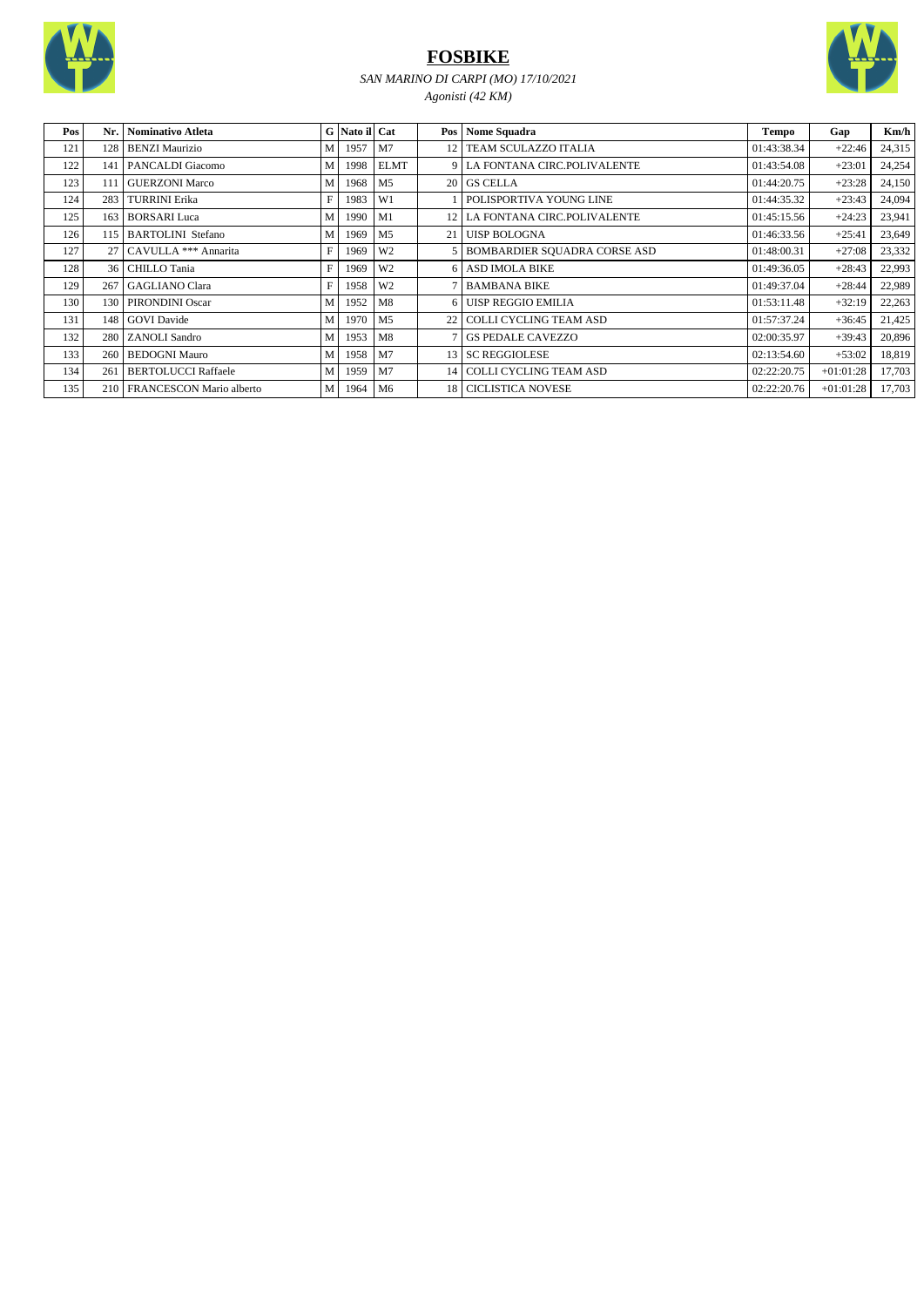# FOSBIKE

*SAN MARINO DI CARPI (MO) 17/10/2021*

*Agonisti (42 KM)*

| Pos | Nr. | Nominativo Atleta | G | Nato il | Cat | Pos | Nome Squadra | Tempo | Gap | Km/h |
|---|---|---|---|---|---|---|---|---|---|---|
| 121 | 128 | BENZI Maurizio | M | 1957 | M7 | 12 | TEAM SCULAZZO ITALIA | 01:43:38.34 | +22:46 | 24,315 |
| 122 | 141 | PANCALDI Giacomo | M | 1998 | ELMT | 9 | LA FONTANA CIRC.POLIVALENTE | 01:43:54.08 | +23:01 | 24,254 |
| 123 | 111 | GUERZONI Marco | M | 1968 | M5 | 20 | GS CELLA | 01:44:20.75 | +23:28 | 24,150 |
| 124 | 283 | TURRINI Erika | F | 1983 | W1 | 1 | POLISPORTIVA YOUNG LINE | 01:44:35.32 | +23:43 | 24,094 |
| 125 | 163 | BORSARI Luca | M | 1990 | M1 | 12 | LA FONTANA CIRC.POLIVALENTE | 01:45:15.56 | +24:23 | 23,941 |
| 126 | 115 | BARTOLINI Stefano | M | 1969 | M5 | 21 | UISP BOLOGNA | 01:46:33.56 | +25:41 | 23,649 |
| 127 | 27 | CAVULLA *** Annarita | F | 1969 | W2 | 5 | BOMBARDIER SQUADRA CORSE ASD | 01:48:00.31 | +27:08 | 23,332 |
| 128 | 36 | CHILLO Tania | F | 1969 | W2 | 6 | ASD IMOLA BIKE | 01:49:36.05 | +28:43 | 22,993 |
| 129 | 267 | GAGLIANO Clara | F | 1958 | W2 | 7 | BAMBANA BIKE | 01:49:37.04 | +28:44 | 22,989 |
| 130 | 130 | PIRONDINI Oscar | M | 1952 | M8 | 6 | UISP REGGIO EMILIA | 01:53:11.48 | +32:19 | 22,263 |
| 131 | 148 | GOVI Davide | M | 1970 | M5 | 22 | COLLI CYCLING TEAM ASD | 01:57:37.24 | +36:45 | 21,425 |
| 132 | 280 | ZANOLI Sandro | M | 1953 | M8 | 7 | GS PEDALE CAVEZZO | 02:00:35.97 | +39:43 | 20,896 |
| 133 | 260 | BEDOGNI Mauro | M | 1958 | M7 | 13 | SC REGGIOLESE | 02:13:54.60 | +53:02 | 18,819 |
| 134 | 261 | BERTOLUCCI Raffaele | M | 1959 | M7 | 14 | COLLI CYCLING TEAM ASD | 02:22:20.75 | +01:01:28 | 17,703 |
| 135 | 210 | FRANCESCON Mario alberto | M | 1964 | M6 | 18 | CICLISTICA NOVESE | 02:22:20.76 | +01:01:28 | 17,703 |